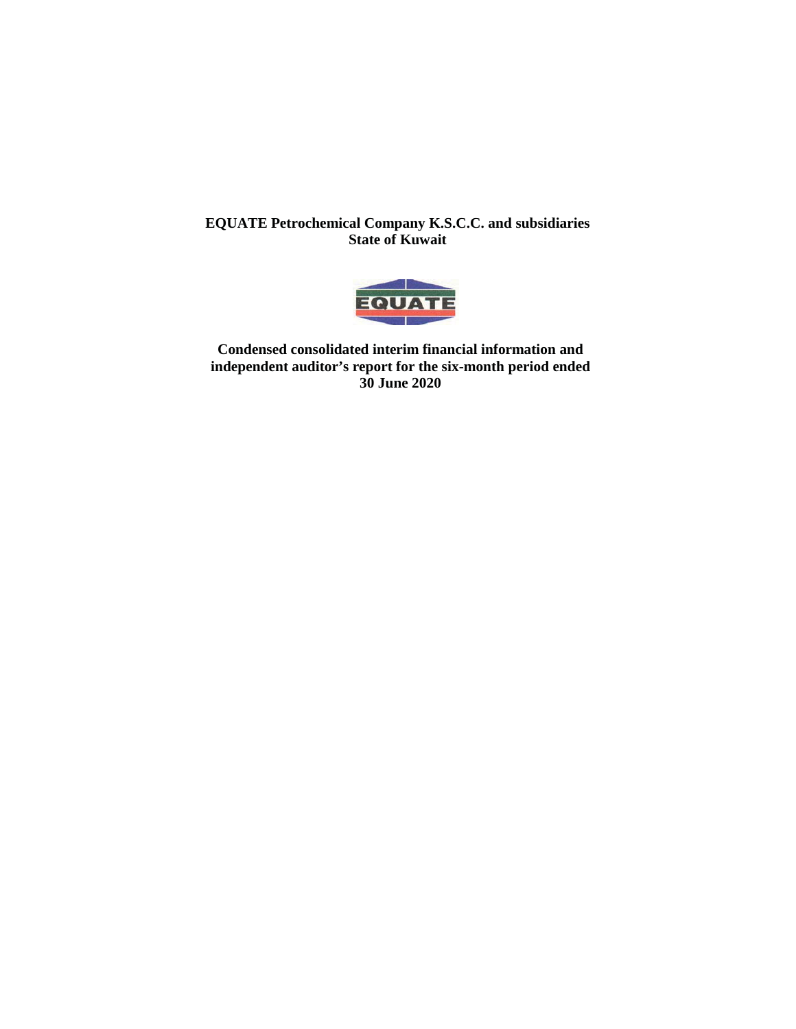**EQUATE Petrochemical Company K.S.C.C. and subsidiaries**
**State of Kuwait**

EQUATE

**Condensed consolidated interim financial information and independent auditor's report for the six-month period ended 30 June 2020**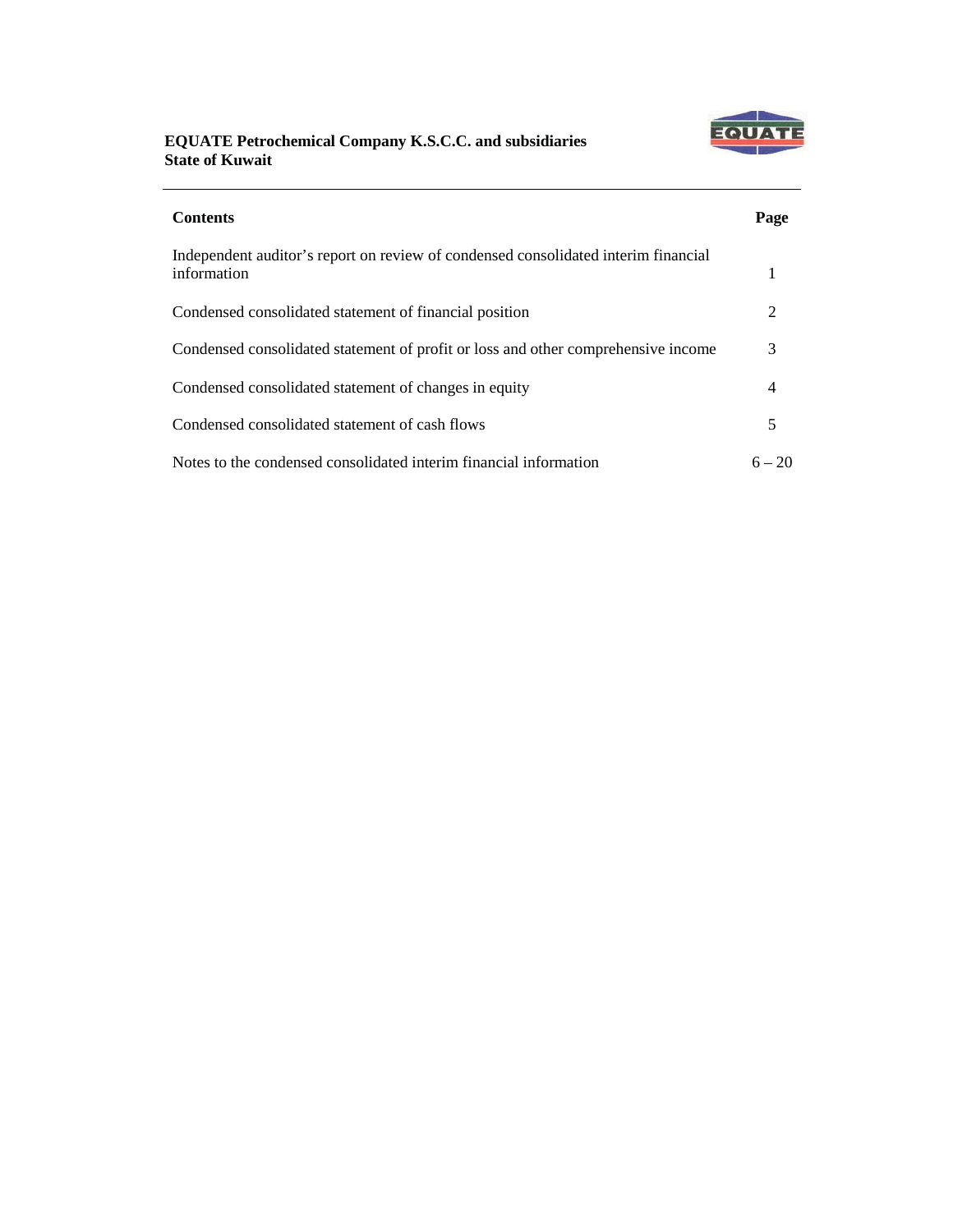**EQUATE Petrochemical Company K.S.C.C. and subsidiaries**
**State of Kuwait**

| **Contents** | **Page** |
|---|---|
| Independent auditor's report on review of condensed consolidated interim financial information | 1 |
| Condensed consolidated statement of financial position | 2 |
| Condensed consolidated statement of profit or loss and other comprehensive income | 3 |
| Condensed consolidated statement of changes in equity | 4 |
| Condensed consolidated statement of cash flows | 5 |
| Notes to the condensed consolidated interim financial information | 6 – 20 |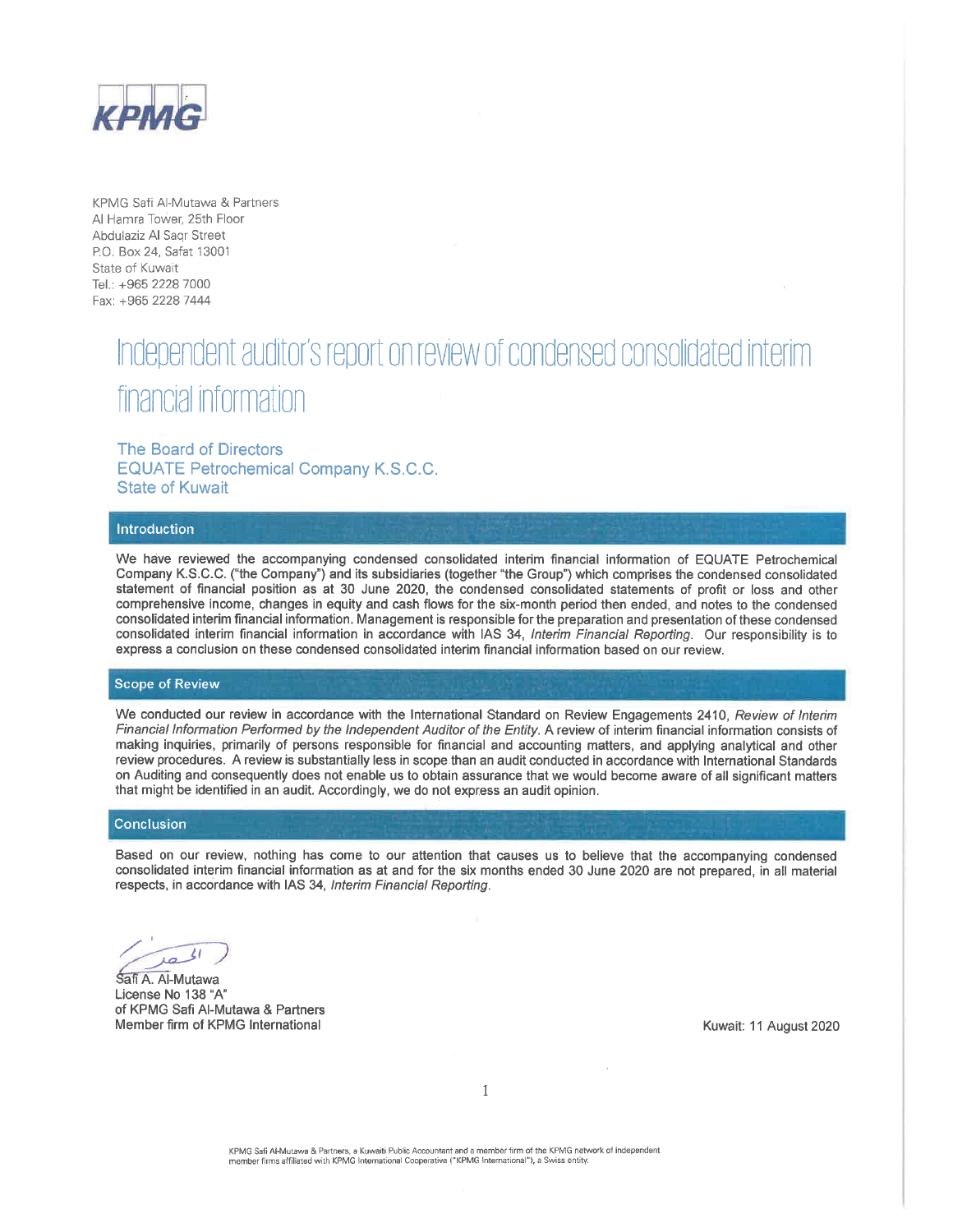KPMG

KPMG Safi Al-Mutawa & Partners
Al Hamra Tower, 25th Floor
Abdulaziz Al Saqr Street
P.O. Box 24, Safat 13001
State of Kuwait
Tel.: +965 2228 7000
Fax: +965 2228 7444

# Independent auditor's report on review of condensed consolidated interim financial information

The Board of Directors
EQUATE Petrochemical Company K.S.C.C.
State of Kuwait

## Introduction

We have reviewed the accompanying condensed consolidated interim financial information of EQUATE Petrochemical Company K.S.C.C. ("the Company") and its subsidiaries (together "the Group") which comprises the condensed consolidated statement of financial position as at 30 June 2020, the condensed consolidated statements of profit or loss and other comprehensive income, changes in equity and cash flows for the six-month period then ended, and notes to the condensed consolidated interim financial information. Management is responsible for the preparation and presentation of these condensed consolidated interim financial information in accordance with IAS 34, *Interim Financial Reporting*. Our responsibility is to express a conclusion on these condensed consolidated interim financial information based on our review.

## Scope of Review

We conducted our review in accordance with the International Standard on Review Engagements 2410, *Review of Interim Financial Information Performed by the Independent Auditor of the Entity*. A review of interim financial information consists of making inquiries, primarily of persons responsible for financial and accounting matters, and applying analytical and other review procedures. A review is substantially less in scope than an audit conducted in accordance with International Standards on Auditing and consequently does not enable us to obtain assurance that we would become aware of all significant matters that might be identified in an audit. Accordingly, we do not express an audit opinion.

## Conclusion

Based on our review, nothing has come to our attention that causes us to believe that the accompanying condensed consolidated interim financial information as at and for the six months ended 30 June 2020 are not prepared, in all material respects, in accordance with IAS 34, *Interim Financial Reporting*.

Safi A. Al-Mutawa
License No 138 "A"
of KPMG Safi Al-Mutawa & Partners
Member firm of KPMG International

Kuwait: 11 August 2020

KPMG Safi Al-Mutawa & Partners, a Kuwaiti Public Accountant and a member firm of the KPMG network of independent member firms affiliated with KPMG International Cooperative ("KPMG International"), a Swiss entity.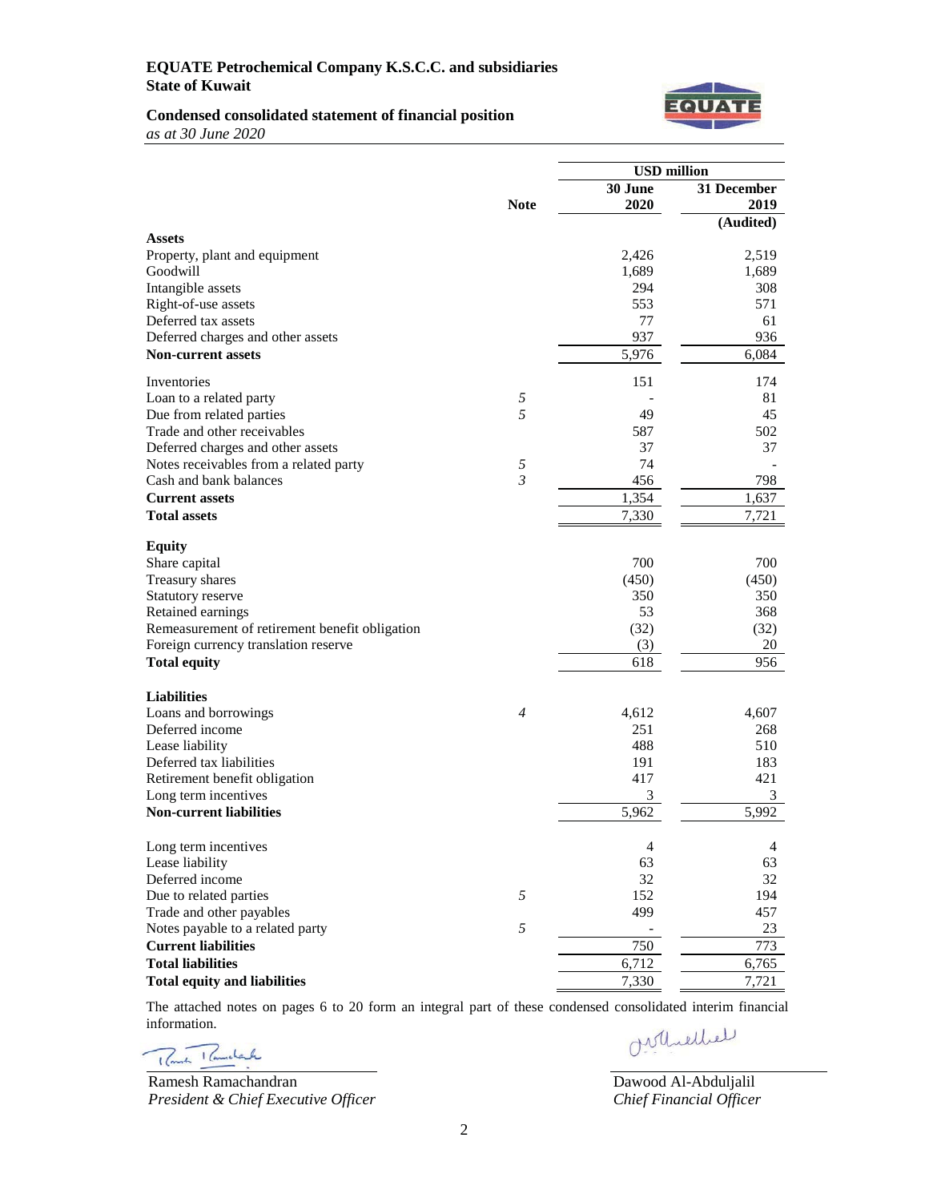**EQUATE Petrochemical Company K.S.C.C. and subsidiaries**
**State of Kuwait**

**Condensed consolidated statement of financial position**
*as at 30 June 2020*

| | Note | USD million | |
|---|---|---|---|
| | | **30 June 2020** | **31 December 2019 (Audited)** |
| **Assets** | | | |
| Property, plant and equipment | | 2,426 | 2,519 |
| Goodwill | | 1,689 | 1,689 |
| Intangible assets | | 294 | 308 |
| Right-of-use assets | | 553 | 571 |
| Deferred tax assets | | 77 | 61 |
| Deferred charges and other assets | | 937 | 936 |
| **Non-current assets** | | 5,976 | 6,084 |
| Inventories | | 151 | 174 |
| Loan to a related party | *5* | - | 81 |
| Due from related parties | *5* | 49 | 45 |
| Trade and other receivables | | 587 | 502 |
| Deferred charges and other assets | | 37 | 37 |
| Notes receivables from a related party | *5* | 74 | - |
| Cash and bank balances | *3* | 456 | 798 |
| **Current assets** | | 1,354 | 1,637 |
| **Total assets** | | 7,330 | 7,721 |
| **Equity** | | | |
| Share capital | | 700 | 700 |
| Treasury shares | | (450) | (450) |
| Statutory reserve | | 350 | 350 |
| Retained earnings | | 53 | 368 |
| Remeasurement of retirement benefit obligation | | (32) | (32) |
| Foreign currency translation reserve | | (3) | 20 |
| **Total equity** | | 618 | 956 |
| **Liabilities** | | | |
| Loans and borrowings | *4* | 4,612 | 4,607 |
| Deferred income | | 251 | 268 |
| Lease liability | | 488 | 510 |
| Deferred tax liabilities | | 191 | 183 |
| Retirement benefit obligation | | 417 | 421 |
| Long term incentives | | 3 | 3 |
| **Non-current liabilities** | | 5,962 | 5,992 |
| Long term incentives | | 4 | 4 |
| Lease liability | | 63 | 63 |
| Deferred income | | 32 | 32 |
| Due to related parties | *5* | 152 | 194 |
| Trade and other payables | | 499 | 457 |
| Notes payable to a related party | *5* | - | 23 |
| **Current liabilities** | | 750 | 773 |
| **Total liabilities** | | 6,712 | 6,765 |
| **Total equity and liabilities** | | 7,330 | 7,721 |

The attached notes on pages 6 to 20 form an integral part of these condensed consolidated interim financial information.

Ramesh Ramachandran
*President & Chief Executive Officer*

Dawood Al-Abduljalil
*Chief Financial Officer*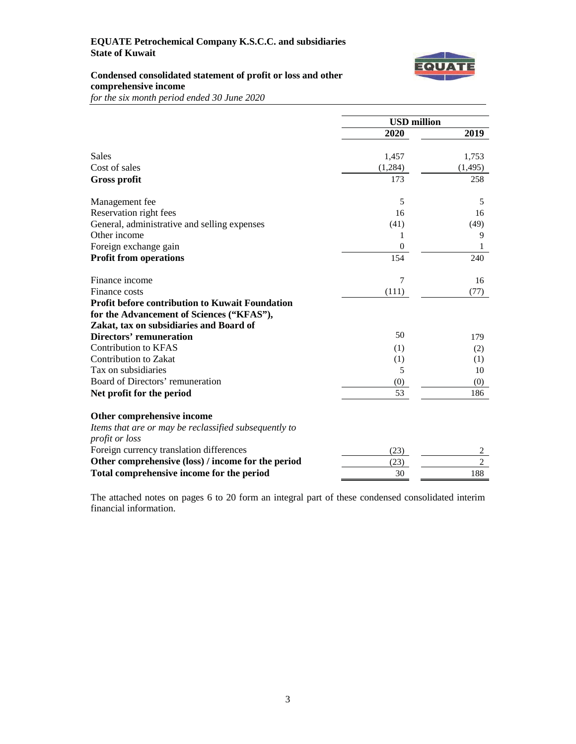**EQUATE Petrochemical Company K.S.C.C. and subsidiaries**
**State of Kuwait**

## Condensed consolidated statement of profit or loss and other comprehensive income

*for the six month period ended 30 June 2020*

| | USD million | |
|---|---|---|
| | **2020** | **2019** |
| Sales | 1,457 | 1,753 |
| Cost of sales | (1,284) | (1,495) |
| **Gross profit** | 173 | 258 |
| Management fee | 5 | 5 |
| Reservation right fees | 16 | 16 |
| General, administrative and selling expenses | (41) | (49) |
| Other income | 1 | 9 |
| Foreign exchange gain | 0 | 1 |
| **Profit from operations** | 154 | 240 |
| Finance income | 7 | 16 |
| Finance costs | (111) | (77) |
| **Profit before contribution to Kuwait Foundation for the Advancement of Sciences ("KFAS"), Zakat, tax on subsidiaries and Board of Directors' remuneration** | 50 | 179 |
| Contribution to KFAS | (1) | (2) |
| Contribution to Zakat | (1) | (1) |
| Tax on subsidiaries | 5 | 10 |
| Board of Directors' remuneration | (0) | (0) |
| **Net profit for the period** | 53 | 186 |
| **Other comprehensive income** | | |
| *Items that are or may be reclassified subsequently to profit or loss* | | |
| Foreign currency translation differences | (23) | 2 |
| **Other comprehensive (loss) / income for the period** | (23) | 2 |
| **Total comprehensive income for the period** | 30 | 188 |

The attached notes on pages 6 to 20 form an integral part of these condensed consolidated interim financial information.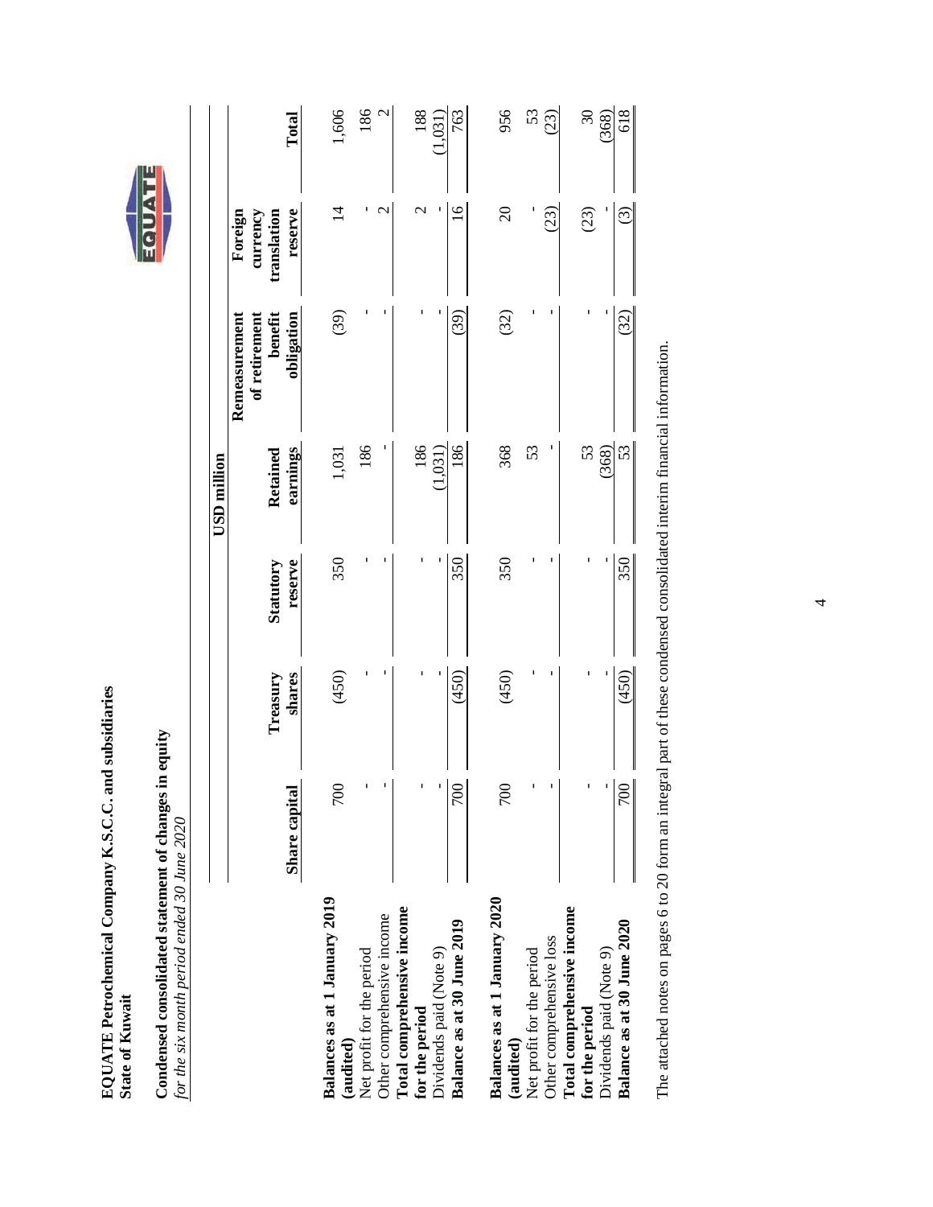**EQUATE Petrochemical Company K.S.C.C. and subsidiaries**
**State of Kuwait**

**Condensed consolidated statement of changes in equity**
*for the six month period ended 30 June 2020*

| | USD million | | | | | | |
|---|---|---|---|---|---|---|---|
| | Share capital | Treasury shares | Statutory reserve | Retained earnings | Remeasurement of retirement benefit obligation | Foreign currency translation reserve | Total |
| **Balances as at 1 January 2019 (audited)** | 700 | (450) | 350 | 1,031 | (39) | 14 | 1,606 |
| Net profit for the period | - | - | - | 186 | - | - | 186 |
| Other comprehensive income | - | - | - | - | - | 2 | 2 |
| **Total comprehensive income for the period** | - | - | - | 186 | - | 2 | 188 |
| Dividends paid (Note 9) | - | - | - | (1,031) | - | - | (1,031) |
| **Balance as at 30 June 2019** | 700 | (450) | 350 | 186 | (39) | 16 | 763 |
| | | | | | | | |
| **Balances as at 1 January 2020 (audited)** | 700 | (450) | 350 | 368 | (32) | 20 | 956 |
| Net profit for the period | - | - | - | 53 | - | - | 53 |
| Other comprehensive loss | - | - | - | - | - | (23) | (23) |
| **Total comprehensive income for the period** | - | - | - | 53 | - | (23) | 30 |
| Dividends paid (Note 9) | - | - | - | (368) | - | - | (368) |
| **Balance as at 30 June 2020** | 700 | (450) | 350 | 53 | (32) | (3) | 618 |

The attached notes on pages 6 to 20 form an integral part of these condensed consolidated interim financial information.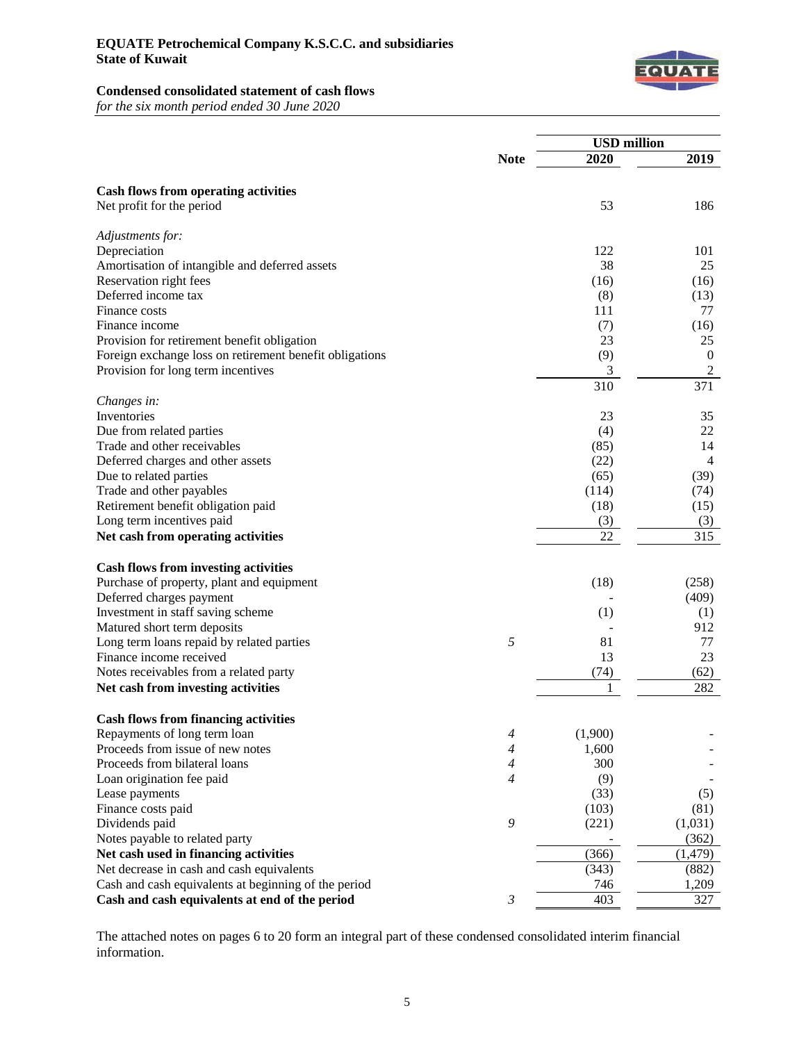**EQUATE Petrochemical Company K.S.C.C. and subsidiaries**
**State of Kuwait**

**Condensed consolidated statement of cash flows**
*for the six month period ended 30 June 2020*

| | Note | USD million | |
|---|---|---|---|
| | | **2020** | **2019** |
| **Cash flows from operating activities** | | | |
| Net profit for the period | | 53 | 186 |
| *Adjustments for:* | | | |
| Depreciation | | 122 | 101 |
| Amortisation of intangible and deferred assets | | 38 | 25 |
| Reservation right fees | | (16) | (16) |
| Deferred income tax | | (8) | (13) |
| Finance costs | | 111 | 77 |
| Finance income | | (7) | (16) |
| Provision for retirement benefit obligation | | 23 | 25 |
| Foreign exchange loss on retirement benefit obligations | | (9) | 0 |
| Provision for long term incentives | | 3 | 2 |
| | | 310 | 371 |
| *Changes in:* | | | |
| Inventories | | 23 | 35 |
| Due from related parties | | (4) | 22 |
| Trade and other receivables | | (85) | 14 |
| Deferred charges and other assets | | (22) | 4 |
| Due to related parties | | (65) | (39) |
| Trade and other payables | | (114) | (74) |
| Retirement benefit obligation paid | | (18) | (15) |
| Long term incentives paid | | (3) | (3) |
| **Net cash from operating activities** | | 22 | 315 |
| **Cash flows from investing activities** | | | |
| Purchase of property, plant and equipment | | (18) | (258) |
| Deferred charges payment | | - | (409) |
| Investment in staff saving scheme | | (1) | (1) |
| Matured short term deposits | | - | 912 |
| Long term loans repaid by related parties | 5 | 81 | 77 |
| Finance income received | | 13 | 23 |
| Notes receivables from a related party | | (74) | (62) |
| **Net cash from investing activities** | | 1 | 282 |
| **Cash flows from financing activities** | | | |
| Repayments of long term loan | 4 | (1,900) | - |
| Proceeds from issue of new notes | 4 | 1,600 | - |
| Proceeds from bilateral loans | 4 | 300 | - |
| Loan origination fee paid | 4 | (9) | - |
| Lease payments | | (33) | (5) |
| Finance costs paid | | (103) | (81) |
| Dividends paid | 9 | (221) | (1,031) |
| Notes payable to related party | | - | (362) |
| **Net cash used in financing activities** | | (366) | (1,479) |
| Net decrease in cash and cash equivalents | | (343) | (882) |
| Cash and cash equivalents at beginning of the period | | 746 | 1,209 |
| **Cash and cash equivalents at end of the period** | 3 | 403 | 327 |

The attached notes on pages 6 to 20 form an integral part of these condensed consolidated interim financial information.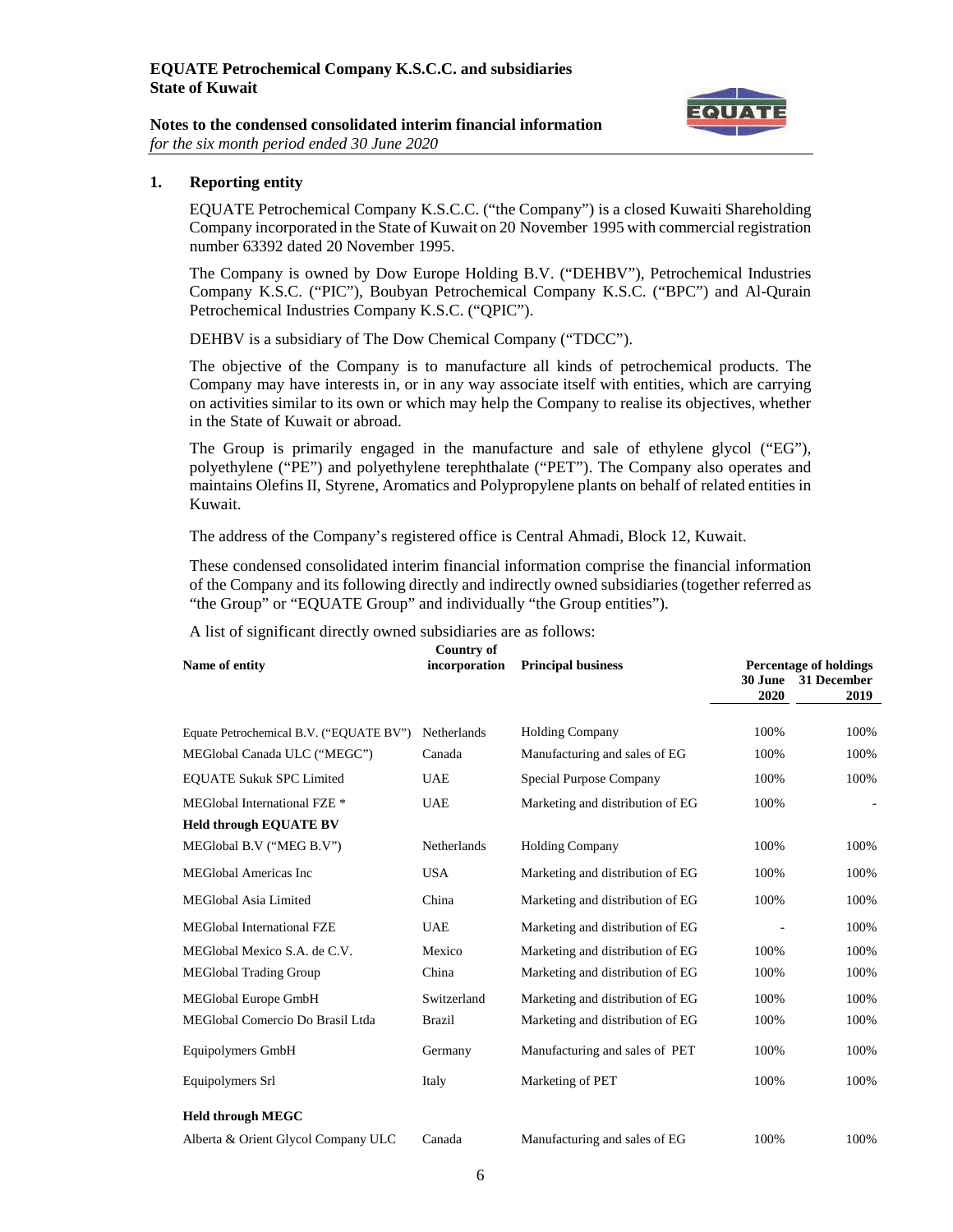**EQUATE Petrochemical Company K.S.C.C. and subsidiaries**
**State of Kuwait**

**Notes to the condensed consolidated interim financial information**
*for the six month period ended 30 June 2020*

## 1. Reporting entity

EQUATE Petrochemical Company K.S.C.C. ("the Company") is a closed Kuwaiti Shareholding Company incorporated in the State of Kuwait on 20 November 1995 with commercial registration number 63392 dated 20 November 1995.

The Company is owned by Dow Europe Holding B.V. ("DEHBV"), Petrochemical Industries Company K.S.C. ("PIC"), Boubyan Petrochemical Company K.S.C. ("BPC") and Al-Qurain Petrochemical Industries Company K.S.C. ("QPIC").

DEHBV is a subsidiary of The Dow Chemical Company ("TDCC").

The objective of the Company is to manufacture all kinds of petrochemical products. The Company may have interests in, or in any way associate itself with entities, which are carrying on activities similar to its own or which may help the Company to realise its objectives, whether in the State of Kuwait or abroad.

The Group is primarily engaged in the manufacture and sale of ethylene glycol ("EG"), polyethylene ("PE") and polyethylene terephthalate ("PET"). The Company also operates and maintains Olefins II, Styrene, Aromatics and Polypropylene plants on behalf of related entities in Kuwait.

The address of the Company's registered office is Central Ahmadi, Block 12, Kuwait.

These condensed consolidated interim financial information comprise the financial information of the Company and its following directly and indirectly owned subsidiaries (together referred as "the Group" or "EQUATE Group" and individually "the Group entities").

A list of significant directly owned subsidiaries are as follows:

| Name of entity | Country of incorporation | Principal business | Percentage of holdings 30 June 2020 | Percentage of holdings 31 December 2019 |
|---|---|---|---|---|
| Equate Petrochemical B.V. ("EQUATE BV") | Netherlands | Holding Company | 100% | 100% |
| MEGlobal Canada ULC ("MEGC") | Canada | Manufacturing and sales of EG | 100% | 100% |
| EQUATE Sukuk SPC Limited | UAE | Special Purpose Company | 100% | 100% |
| MEGlobal International FZE * | UAE | Marketing and distribution of EG | 100% | - |
| **Held through EQUATE BV** | | | | |
| MEGlobal B.V ("MEG B.V") | Netherlands | Holding Company | 100% | 100% |
| MEGlobal Americas Inc | USA | Marketing and distribution of EG | 100% | 100% |
| MEGlobal Asia Limited | China | Marketing and distribution of EG | 100% | 100% |
| MEGlobal International FZE | UAE | Marketing and distribution of EG | - | 100% |
| MEGlobal Mexico S.A. de C.V. | Mexico | Marketing and distribution of EG | 100% | 100% |
| MEGlobal Trading Group | China | Marketing and distribution of EG | 100% | 100% |
| MEGlobal Europe GmbH | Switzerland | Marketing and distribution of EG | 100% | 100% |
| MEGlobal Comercio Do Brasil Ltda | Brazil | Marketing and distribution of EG | 100% | 100% |
| Equipolymers GmbH | Germany | Manufacturing and sales of PET | 100% | 100% |
| Equipolymers Srl | Italy | Marketing of PET | 100% | 100% |
| **Held through MEGC** | | | | |
| Alberta & Orient Glycol Company ULC | Canada | Manufacturing and sales of EG | 100% | 100% |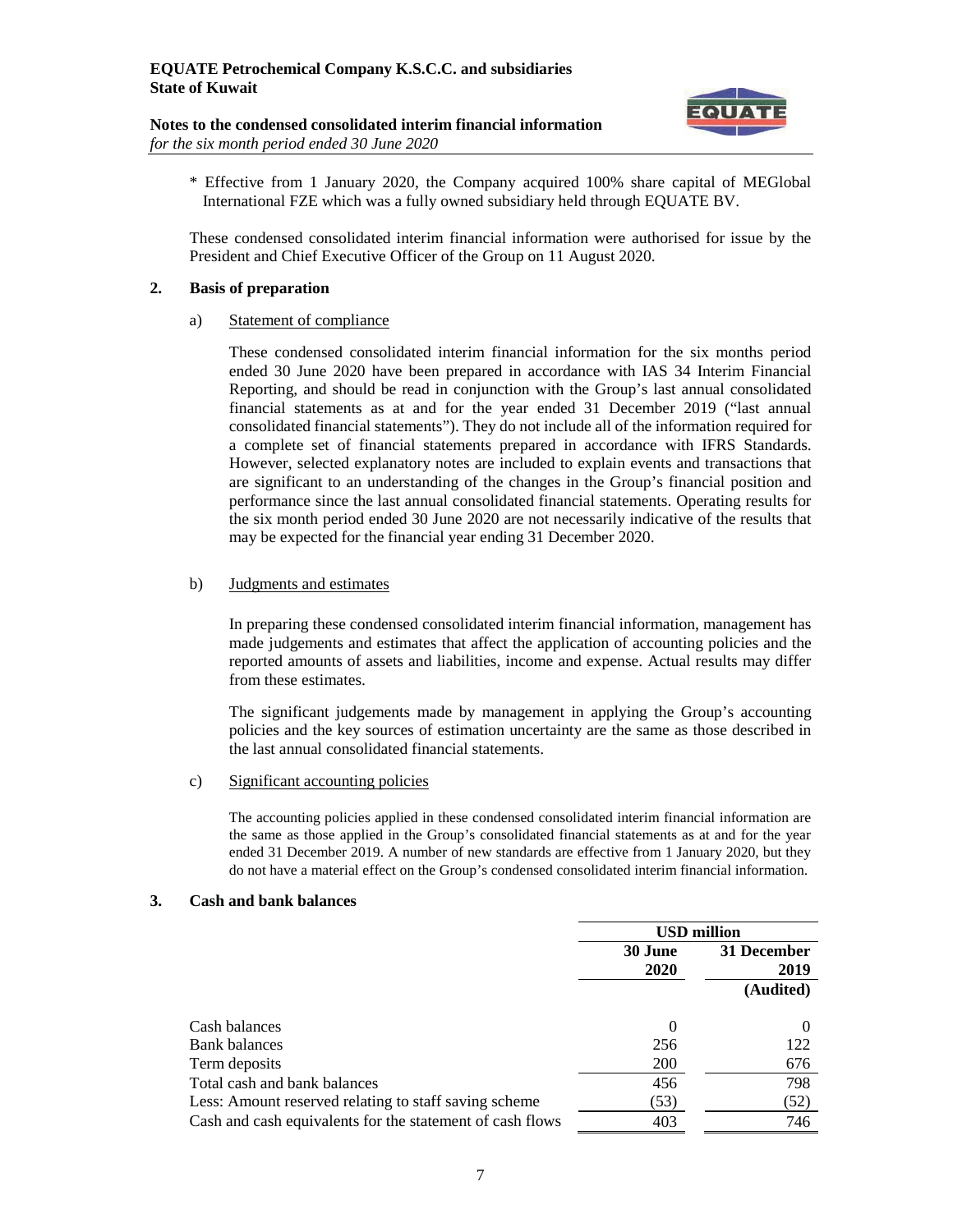\* Effective from 1 January 2020, the Company acquired 100% share capital of MEGlobal International FZE which was a fully owned subsidiary held through EQUATE BV.

These condensed consolidated interim financial information were authorised for issue by the President and Chief Executive Officer of the Group on 11 August 2020.

## 2. Basis of preparation

### a) Statement of compliance

These condensed consolidated interim financial information for the six months period ended 30 June 2020 have been prepared in accordance with IAS 34 Interim Financial Reporting, and should be read in conjunction with the Group's last annual consolidated financial statements as at and for the year ended 31 December 2019 ("last annual consolidated financial statements"). They do not include all of the information required for a complete set of financial statements prepared in accordance with IFRS Standards. However, selected explanatory notes are included to explain events and transactions that are significant to an understanding of the changes in the Group's financial position and performance since the last annual consolidated financial statements. Operating results for the six month period ended 30 June 2020 are not necessarily indicative of the results that may be expected for the financial year ending 31 December 2020.

### b) Judgments and estimates

In preparing these condensed consolidated interim financial information, management has made judgements and estimates that affect the application of accounting policies and the reported amounts of assets and liabilities, income and expense. Actual results may differ from these estimates.

The significant judgements made by management in applying the Group's accounting policies and the key sources of estimation uncertainty are the same as those described in the last annual consolidated financial statements.

### c) Significant accounting policies

The accounting policies applied in these condensed consolidated interim financial information are the same as those applied in the Group's consolidated financial statements as at and for the year ended 31 December 2019. A number of new standards are effective from 1 January 2020, but they do not have a material effect on the Group's condensed consolidated interim financial information.

## 3. Cash and bank balances

| | USD million | |
|---|---|---|
| | 30 June 2020 | 31 December 2019 (Audited) |
| Cash balances | 0 | 0 |
| Bank balances | 256 | 122 |
| Term deposits | 200 | 676 |
| Total cash and bank balances | 456 | 798 |
| Less: Amount reserved relating to staff saving scheme | (53) | (52) |
| Cash and cash equivalents for the statement of cash flows | 403 | 746 |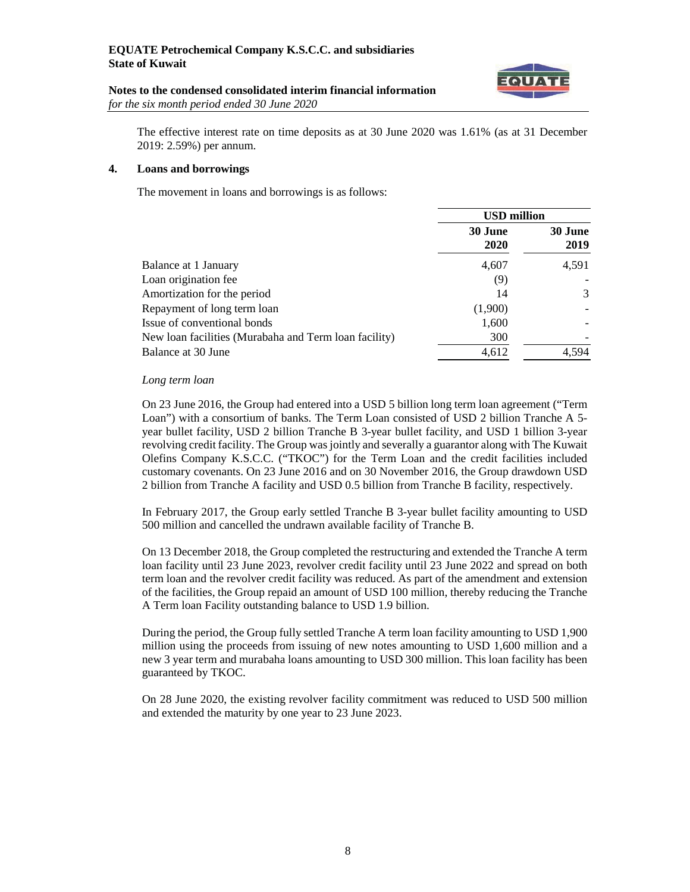The effective interest rate on time deposits as at 30 June 2020 was 1.61% (as at 31 December 2019: 2.59%) per annum.

## 4. Loans and borrowings

The movement in loans and borrowings is as follows:

| | USD million | |
|---|---|---|
| | 30 June 2020 | 30 June 2019 |
| Balance at 1 January | 4,607 | 4,591 |
| Loan origination fee | (9) | - |
| Amortization for the period | 14 | 3 |
| Repayment of long term loan | (1,900) | - |
| Issue of conventional bonds | 1,600 | - |
| New loan facilities (Murabaha and Term loan facility) | 300 | - |
| Balance at 30 June | 4,612 | 4,594 |

*Long term loan*

On 23 June 2016, the Group had entered into a USD 5 billion long term loan agreement ("Term Loan") with a consortium of banks. The Term Loan consisted of USD 2 billion Tranche A 5-year bullet facility, USD 2 billion Tranche B 3-year bullet facility, and USD 1 billion 3-year revolving credit facility. The Group was jointly and severally a guarantor along with The Kuwait Olefins Company K.S.C.C. ("TKOC") for the Term Loan and the credit facilities included customary covenants. On 23 June 2016 and on 30 November 2016, the Group drawdown USD 2 billion from Tranche A facility and USD 0.5 billion from Tranche B facility, respectively.

In February 2017, the Group early settled Tranche B 3-year bullet facility amounting to USD 500 million and cancelled the undrawn available facility of Tranche B.

On 13 December 2018, the Group completed the restructuring and extended the Tranche A term loan facility until 23 June 2023, revolver credit facility until 23 June 2022 and spread on both term loan and the revolver credit facility was reduced. As part of the amendment and extension of the facilities, the Group repaid an amount of USD 100 million, thereby reducing the Tranche A Term loan Facility outstanding balance to USD 1.9 billion.

During the period, the Group fully settled Tranche A term loan facility amounting to USD 1,900 million using the proceeds from issuing of new notes amounting to USD 1,600 million and a new 3 year term and murabaha loans amounting to USD 300 million. This loan facility has been guaranteed by TKOC.

On 28 June 2020, the existing revolver facility commitment was reduced to USD 500 million and extended the maturity by one year to 23 June 2023.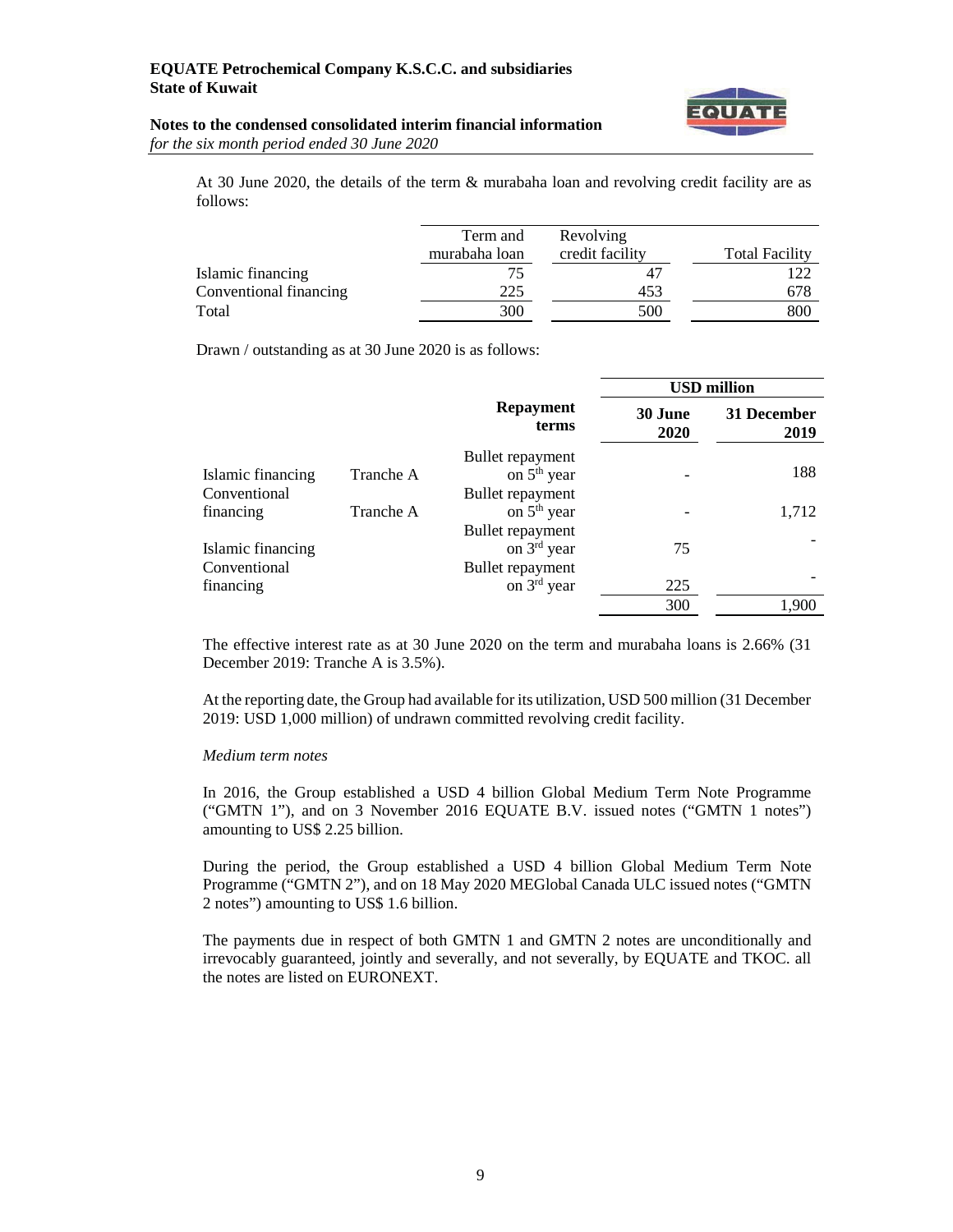At 30 June 2020, the details of the term & murabaha loan and revolving credit facility are as follows:

| | Term and murabaha loan | Revolving credit facility | Total Facility |
|---|---|---|---|
| Islamic financing | 75 | 47 | 122 |
| Conventional financing | 225 | 453 | 678 |
| Total | 300 | 500 | 800 |

Drawn / outstanding as at 30 June 2020 is as follows:

| | | Repayment terms | USD million | |
|---|---|---|---|---|
| | | | 30 June 2020 | 31 December 2019 |
| Islamic financing | Tranche A | Bullet repayment on 5th year | - | 188 |
| Conventional financing | Tranche A | Bullet repayment on 5th year | - | 1,712 |
| Islamic financing | | Bullet repayment on 3rd year | 75 | - |
| Conventional financing | | Bullet repayment on 3rd year | 225 | - |
| | | | 300 | 1,900 |

The effective interest rate as at 30 June 2020 on the term and murabaha loans is 2.66% (31 December 2019: Tranche A is 3.5%).

At the reporting date, the Group had available for its utilization, USD 500 million (31 December 2019: USD 1,000 million) of undrawn committed revolving credit facility.

*Medium term notes*

In 2016, the Group established a USD 4 billion Global Medium Term Note Programme ("GMTN 1"), and on 3 November 2016 EQUATE B.V. issued notes ("GMTN 1 notes") amounting to US$ 2.25 billion.

During the period, the Group established a USD 4 billion Global Medium Term Note Programme ("GMTN 2"), and on 18 May 2020 MEGlobal Canada ULC issued notes ("GMTN 2 notes") amounting to US$ 1.6 billion.

The payments due in respect of both GMTN 1 and GMTN 2 notes are unconditionally and irrevocably guaranteed, jointly and severally, and not severally, by EQUATE and TKOC. all the notes are listed on EURONEXT.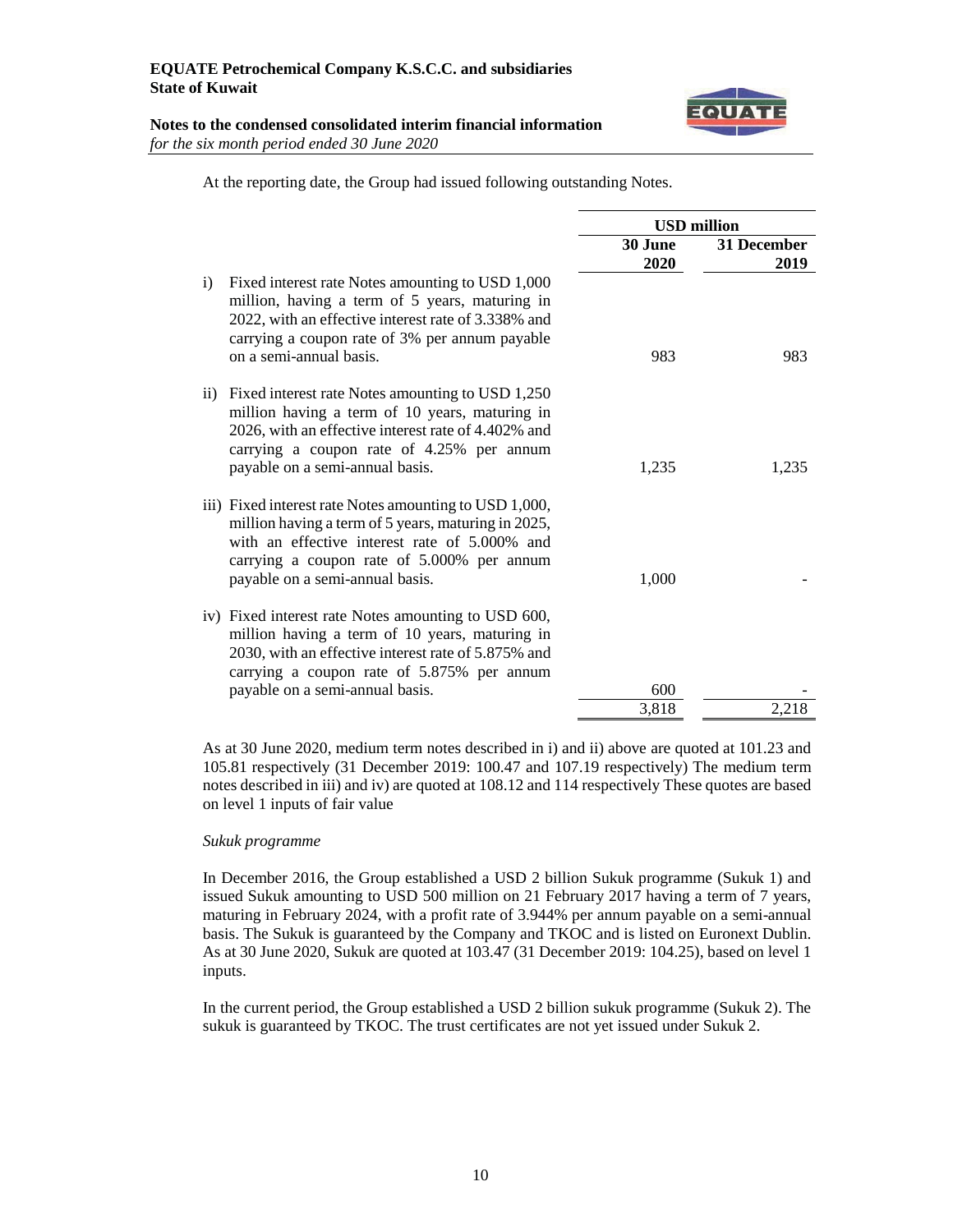At the reporting date, the Group had issued following outstanding Notes.

| | USD million | |
|---|---|---|
| | 30 June 2020 | 31 December 2019 |
| i) Fixed interest rate Notes amounting to USD 1,000 million, having a term of 5 years, maturing in 2022, with an effective interest rate of 3.338% and carrying a coupon rate of 3% per annum payable on a semi-annual basis. | 983 | 983 |
| ii) Fixed interest rate Notes amounting to USD 1,250 million having a term of 10 years, maturing in 2026, with an effective interest rate of 4.402% and carrying a coupon rate of 4.25% per annum payable on a semi-annual basis. | 1,235 | 1,235 |
| iii) Fixed interest rate Notes amounting to USD 1,000, million having a term of 5 years, maturing in 2025, with an effective interest rate of 5.000% and carrying a coupon rate of 5.000% per annum payable on a semi-annual basis. | 1,000 | - |
| iv) Fixed interest rate Notes amounting to USD 600, million having a term of 10 years, maturing in 2030, with an effective interest rate of 5.875% and carrying a coupon rate of 5.875% per annum payable on a semi-annual basis. | 600 | - |
| | 3,818 | 2,218 |

As at 30 June 2020, medium term notes described in i) and ii) above are quoted at 101.23 and 105.81 respectively (31 December 2019: 100.47 and 107.19 respectively) The medium term notes described in iii) and iv) are quoted at 108.12 and 114 respectively These quotes are based on level 1 inputs of fair value

*Sukuk programme*

In December 2016, the Group established a USD 2 billion Sukuk programme (Sukuk 1) and issued Sukuk amounting to USD 500 million on 21 February 2017 having a term of 7 years, maturing in February 2024, with a profit rate of 3.944% per annum payable on a semi-annual basis. The Sukuk is guaranteed by the Company and TKOC and is listed on Euronext Dublin. As at 30 June 2020, Sukuk are quoted at 103.47 (31 December 2019: 104.25), based on level 1 inputs.

In the current period, the Group established a USD 2 billion sukuk programme (Sukuk 2). The sukuk is guaranteed by TKOC. The trust certificates are not yet issued under Sukuk 2.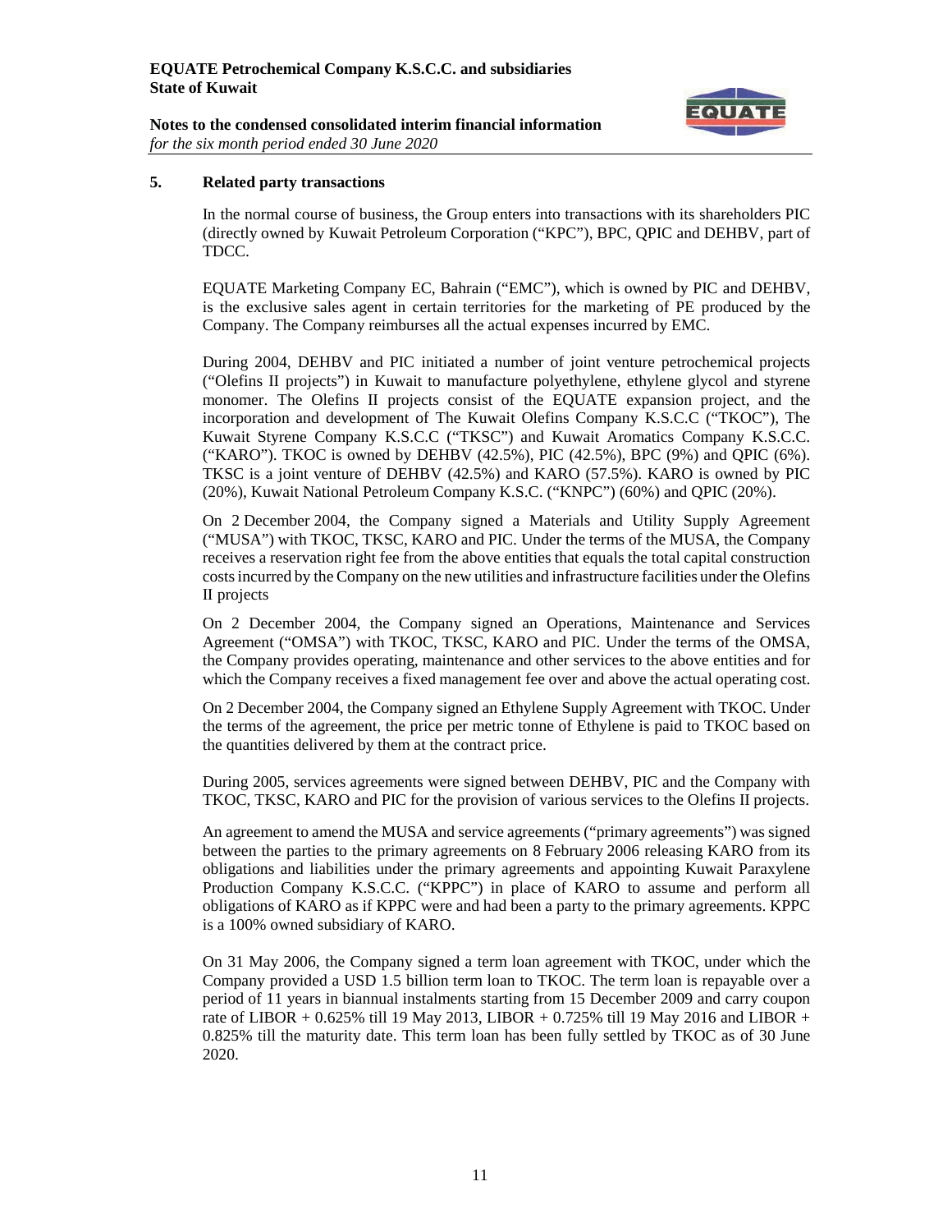## 5. Related party transactions

In the normal course of business, the Group enters into transactions with its shareholders PIC (directly owned by Kuwait Petroleum Corporation ("KPC"), BPC, QPIC and DEHBV, part of TDCC.

EQUATE Marketing Company EC, Bahrain ("EMC"), which is owned by PIC and DEHBV, is the exclusive sales agent in certain territories for the marketing of PE produced by the Company. The Company reimburses all the actual expenses incurred by EMC.

During 2004, DEHBV and PIC initiated a number of joint venture petrochemical projects ("Olefins II projects") in Kuwait to manufacture polyethylene, ethylene glycol and styrene monomer. The Olefins II projects consist of the EQUATE expansion project, and the incorporation and development of The Kuwait Olefins Company K.S.C.C ("TKOC"), The Kuwait Styrene Company K.S.C.C ("TKSC") and Kuwait Aromatics Company K.S.C.C. ("KARO"). TKOC is owned by DEHBV (42.5%), PIC (42.5%), BPC (9%) and QPIC (6%). TKSC is a joint venture of DEHBV (42.5%) and KARO (57.5%). KARO is owned by PIC (20%), Kuwait National Petroleum Company K.S.C. ("KNPC") (60%) and QPIC (20%).

On 2 December 2004, the Company signed a Materials and Utility Supply Agreement ("MUSA") with TKOC, TKSC, KARO and PIC. Under the terms of the MUSA, the Company receives a reservation right fee from the above entities that equals the total capital construction costs incurred by the Company on the new utilities and infrastructure facilities under the Olefins II projects

On 2 December 2004, the Company signed an Operations, Maintenance and Services Agreement ("OMSA") with TKOC, TKSC, KARO and PIC. Under the terms of the OMSA, the Company provides operating, maintenance and other services to the above entities and for which the Company receives a fixed management fee over and above the actual operating cost.

On 2 December 2004, the Company signed an Ethylene Supply Agreement with TKOC. Under the terms of the agreement, the price per metric tonne of Ethylene is paid to TKOC based on the quantities delivered by them at the contract price.

During 2005, services agreements were signed between DEHBV, PIC and the Company with TKOC, TKSC, KARO and PIC for the provision of various services to the Olefins II projects.

An agreement to amend the MUSA and service agreements ("primary agreements") was signed between the parties to the primary agreements on 8 February 2006 releasing KARO from its obligations and liabilities under the primary agreements and appointing Kuwait Paraxylene Production Company K.S.C.C. ("KPPC") in place of KARO to assume and perform all obligations of KARO as if KPPC were and had been a party to the primary agreements. KPPC is a 100% owned subsidiary of KARO.

On 31 May 2006, the Company signed a term loan agreement with TKOC, under which the Company provided a USD 1.5 billion term loan to TKOC. The term loan is repayable over a period of 11 years in biannual instalments starting from 15 December 2009 and carry coupon rate of LIBOR + 0.625% till 19 May 2013, LIBOR + 0.725% till 19 May 2016 and LIBOR + 0.825% till the maturity date. This term loan has been fully settled by TKOC as of 30 June 2020.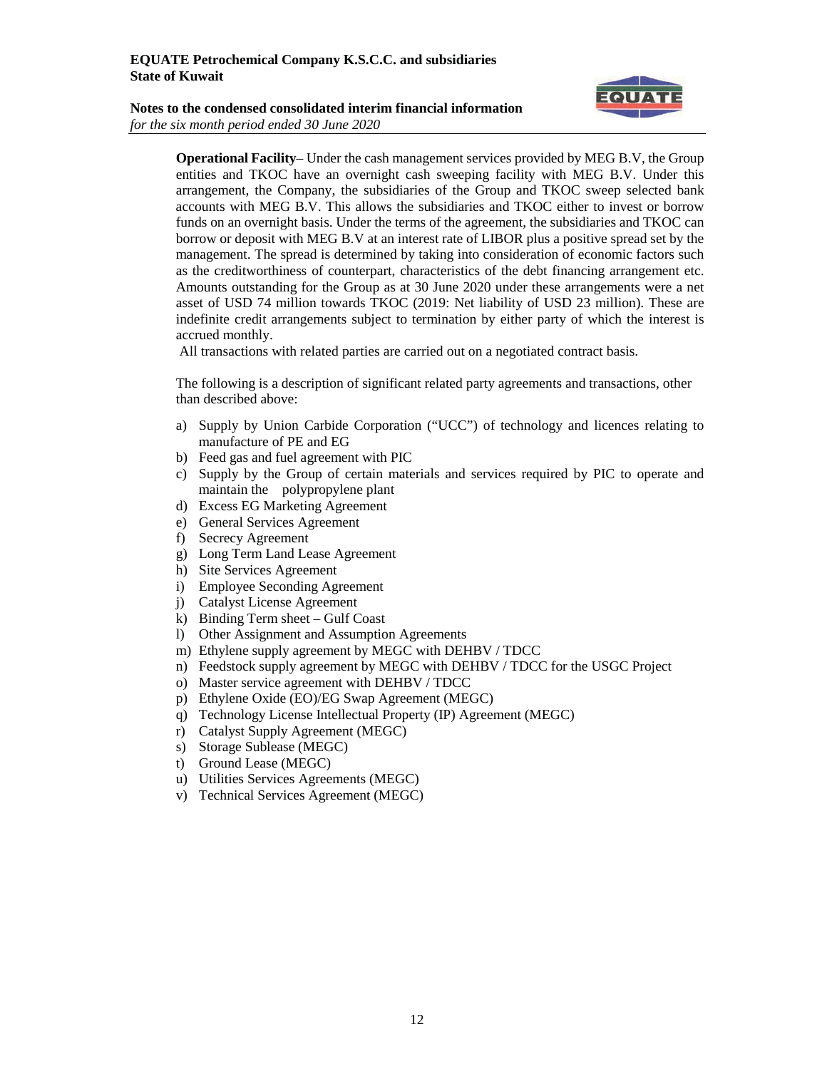**Operational Facility**– Under the cash management services provided by MEG B.V, the Group entities and TKOC have an overnight cash sweeping facility with MEG B.V. Under this arrangement, the Company, the subsidiaries of the Group and TKOC sweep selected bank accounts with MEG B.V. This allows the subsidiaries and TKOC either to invest or borrow funds on an overnight basis. Under the terms of the agreement, the subsidiaries and TKOC can borrow or deposit with MEG B.V at an interest rate of LIBOR plus a positive spread set by the management. The spread is determined by taking into consideration of economic factors such as the creditworthiness of counterpart, characteristics of the debt financing arrangement etc. Amounts outstanding for the Group as at 30 June 2020 under these arrangements were a net asset of USD 74 million towards TKOC (2019: Net liability of USD 23 million). These are indefinite credit arrangements subject to termination by either party of which the interest is accrued monthly.

All transactions with related parties are carried out on a negotiated contract basis.

The following is a description of significant related party agreements and transactions, other than described above:

a) Supply by Union Carbide Corporation ("UCC") of technology and licences relating to manufacture of PE and EG
b) Feed gas and fuel agreement with PIC
c) Supply by the Group of certain materials and services required by PIC to operate and maintain the polypropylene plant
d) Excess EG Marketing Agreement
e) General Services Agreement
f) Secrecy Agreement
g) Long Term Land Lease Agreement
h) Site Services Agreement
i) Employee Seconding Agreement
j) Catalyst License Agreement
k) Binding Term sheet – Gulf Coast
l) Other Assignment and Assumption Agreements
m) Ethylene supply agreement by MEGC with DEHBV / TDCC
n) Feedstock supply agreement by MEGC with DEHBV / TDCC for the USGC Project
o) Master service agreement with DEHBV / TDCC
p) Ethylene Oxide (EO)/EG Swap Agreement (MEGC)
q) Technology License Intellectual Property (IP) Agreement (MEGC)
r) Catalyst Supply Agreement (MEGC)
s) Storage Sublease (MEGC)
t) Ground Lease (MEGC)
u) Utilities Services Agreements (MEGC)
v) Technical Services Agreement (MEGC)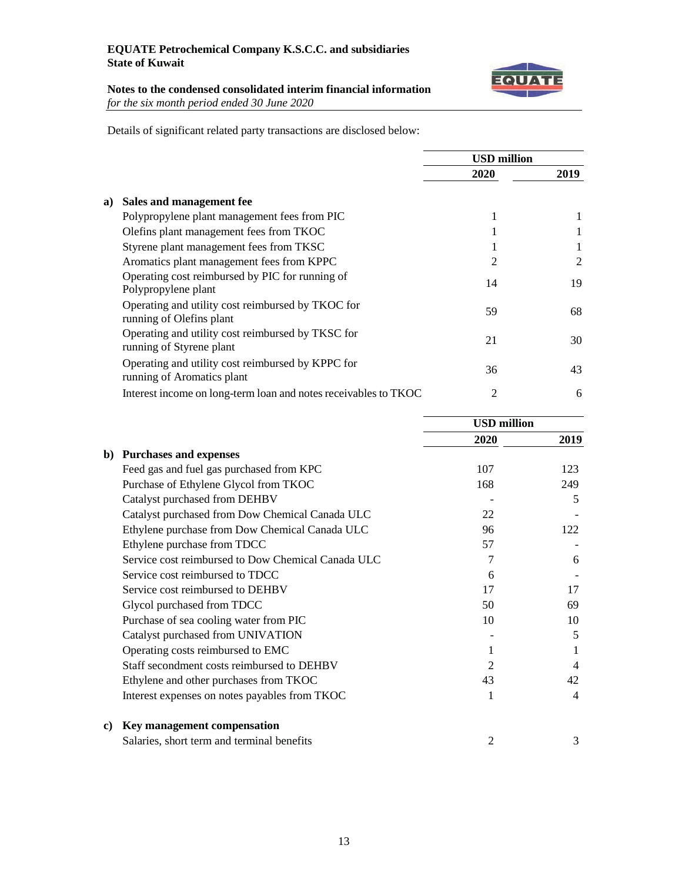Details of significant related party transactions are disclosed below:

| | USD million | |
|---|---|---|
| | **2020** | **2019** |
| **a) Sales and management fee** | | |
| Polypropylene plant management fees from PIC | 1 | 1 |
| Olefins plant management fees from TKOC | 1 | 1 |
| Styrene plant management fees from TKSC | 1 | 1 |
| Aromatics plant management fees from KPPC | 2 | 2 |
| Operating cost reimbursed by PIC for running of Polypropylene plant | 14 | 19 |
| Operating and utility cost reimbursed by TKOC for running of Olefins plant | 59 | 68 |
| Operating and utility cost reimbursed by TKSC for running of Styrene plant | 21 | 30 |
| Operating and utility cost reimbursed by KPPC for running of Aromatics plant | 36 | 43 |
| Interest income on long-term loan and notes receivables to TKOC | 2 | 6 |

| | USD million | |
|---|---|---|
| | **2020** | **2019** |
| **b) Purchases and expenses** | | |
| Feed gas and fuel gas purchased from KPC | 107 | 123 |
| Purchase of Ethylene Glycol from TKOC | 168 | 249 |
| Catalyst purchased from DEHBV | - | 5 |
| Catalyst purchased from Dow Chemical Canada ULC | 22 | - |
| Ethylene purchase from Dow Chemical Canada ULC | 96 | 122 |
| Ethylene purchase from TDCC | 57 | - |
| Service cost reimbursed to Dow Chemical Canada ULC | 7 | 6 |
| Service cost reimbursed to TDCC | 6 | - |
| Service cost reimbursed to DEHBV | 17 | 17 |
| Glycol purchased from TDCC | 50 | 69 |
| Purchase of sea cooling water from PIC | 10 | 10 |
| Catalyst purchased from UNIVATION | - | 5 |
| Operating costs reimbursed to EMC | 1 | 1 |
| Staff secondment costs reimbursed to DEHBV | 2 | 4 |
| Ethylene and other purchases from TKOC | 43 | 42 |
| Interest expenses on notes payables from TKOC | 1 | 4 |
| **c) Key management compensation** | | |
| Salaries, short term and terminal benefits | 2 | 3 |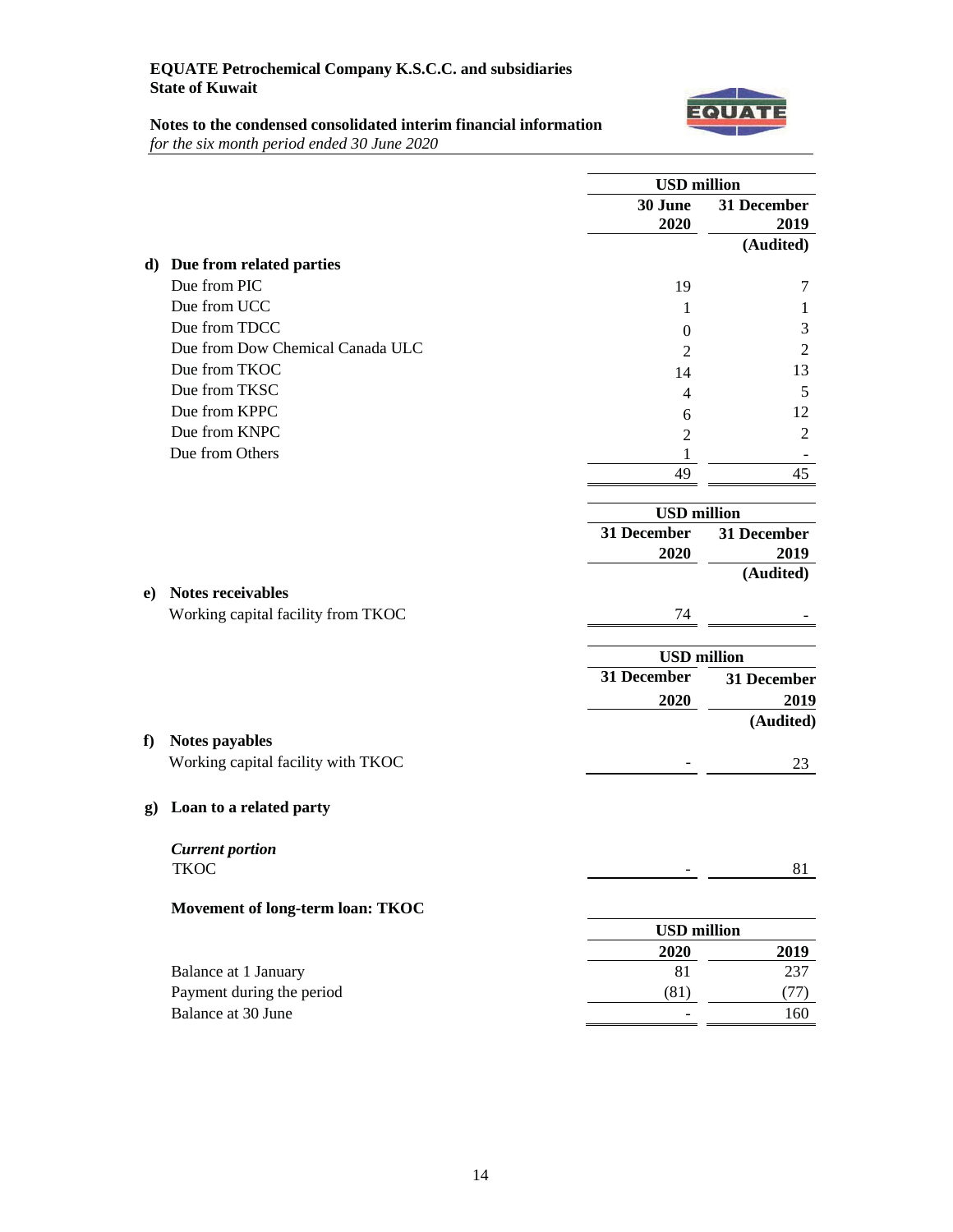|   | USD million |   |
|---|---|---|
|   | 30 June 2020 | 31 December 2019 (Audited) |
| **d) Due from related parties** |   |   |
| Due from PIC | 19 | 7 |
| Due from UCC | 1 | 1 |
| Due from TDCC | 0 | 3 |
| Due from Dow Chemical Canada ULC | 2 | 2 |
| Due from TKOC | 14 | 13 |
| Due from TKSC | 4 | 5 |
| Due from KPPC | 6 | 12 |
| Due from KNPC | 2 | 2 |
| Due from Others | 1 | - |
|   | 49 | 45 |

|   | USD million |   |
|---|---|---|
|   | 31 December 2020 | 31 December 2019 (Audited) |
| **e) Notes receivables** |   |   |
| Working capital facility from TKOC | 74 | - |

|   | USD million |   |
|---|---|---|
|   | 31 December 2020 | 31 December 2019 (Audited) |
| **f) Notes payables** |   |   |
| Working capital facility with TKOC | - | 23 |

**g) Loan to a related party**

|   |   |   |
|---|---|---|
| ***Current portion*** |   |   |
| TKOC | - | 81 |

**Movement of long-term loan: TKOC**

|   | USD million |   |
|---|---|---|
|   | 2020 | 2019 |
| Balance at 1 January | 81 | 237 |
| Payment during the period | (81) | (77) |
| Balance at 30 June | - | 160 |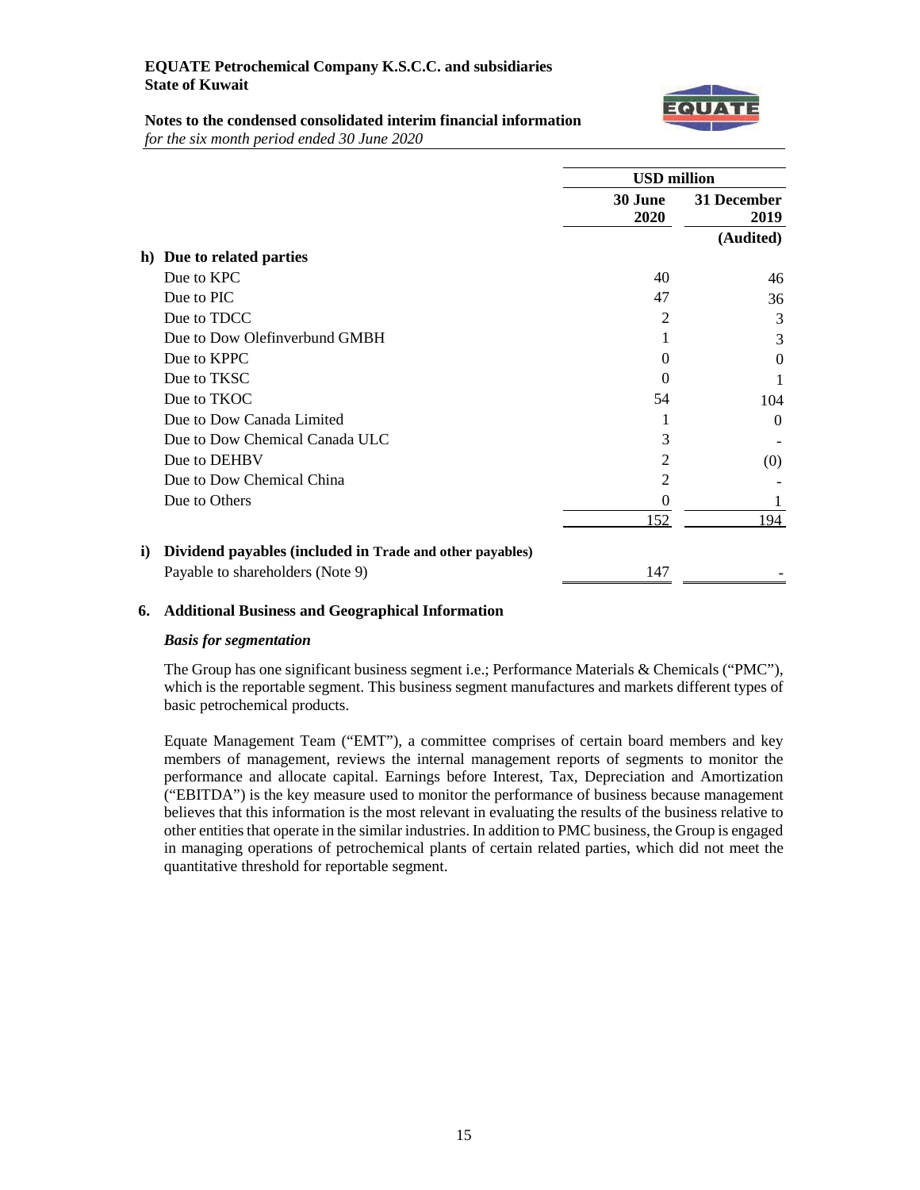| | USD million | |
|---|---|---|
| | 30 June 2020 | 31 December 2019 |
| | | (Audited) |
| **h) Due to related parties** | | |
| Due to KPC | 40 | 46 |
| Due to PIC | 47 | 36 |
| Due to TDCC | 2 | 3 |
| Due to Dow Olefinverbund GMBH | 1 | 3 |
| Due to KPPC | 0 | 0 |
| Due to TKSC | 0 | 1 |
| Due to TKOC | 54 | 104 |
| Due to Dow Canada Limited | 1 | 0 |
| Due to Dow Chemical Canada ULC | 3 | - |
| Due to DEHBV | 2 | (0) |
| Due to Dow Chemical China | 2 | - |
| Due to Others | 0 | 1 |
| | 152 | 194 |
| **i) Dividend payables (included in Trade and other payables)** | | |
| Payable to shareholders (Note 9) | 147 | - |

## 6. Additional Business and Geographical Information

***Basis for segmentation***

The Group has one significant business segment i.e.; Performance Materials & Chemicals ("PMC"), which is the reportable segment. This business segment manufactures and markets different types of basic petrochemical products.

Equate Management Team ("EMT"), a committee comprises of certain board members and key members of management, reviews the internal management reports of segments to monitor the performance and allocate capital. Earnings before Interest, Tax, Depreciation and Amortization ("EBITDA") is the key measure used to monitor the performance of business because management believes that this information is the most relevant in evaluating the results of the business relative to other entities that operate in the similar industries. In addition to PMC business, the Group is engaged in managing operations of petrochemical plants of certain related parties, which did not meet the quantitative threshold for reportable segment.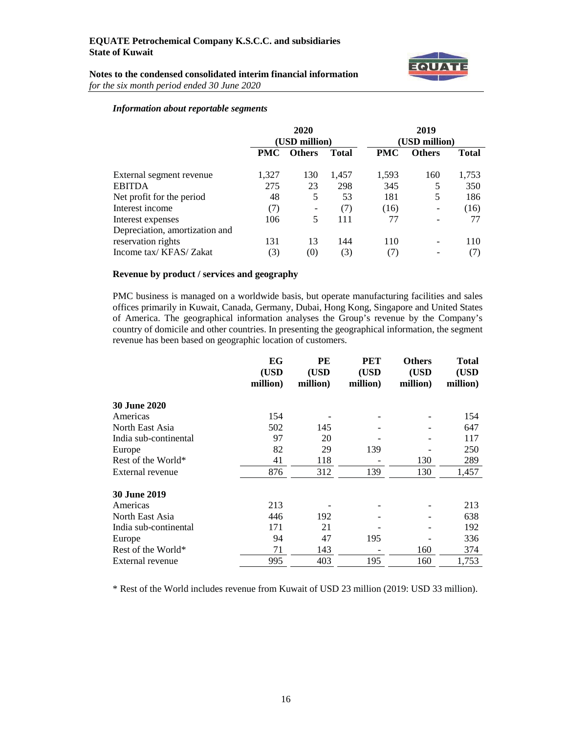***Information about reportable segments***

| | 2020 (USD million) | | | 2019 (USD million) | | |
|---|---|---|---|---|---|---|
| | **PMC** | **Others** | **Total** | **PMC** | **Others** | **Total** |
| External segment revenue | 1,327 | 130 | 1,457 | 1,593 | 160 | 1,753 |
| EBITDA | 275 | 23 | 298 | 345 | 5 | 350 |
| Net profit for the period | 48 | 5 | 53 | 181 | 5 | 186 |
| Interest income | (7) | - | (7) | (16) | - | (16) |
| Interest expenses | 106 | 5 | 111 | 77 | - | 77 |
| Depreciation, amortization and reservation rights | 131 | 13 | 144 | 110 | - | 110 |
| Income tax/ KFAS/ Zakat | (3) | (0) | (3) | (7) | - | (7) |

**Revenue by product / services and geography**

PMC business is managed on a worldwide basis, but operate manufacturing facilities and sales offices primarily in Kuwait, Canada, Germany, Dubai, Hong Kong, Singapore and United States of America. The geographical information analyses the Group's revenue by the Company's country of domicile and other countries. In presenting the geographical information, the segment revenue has been based on geographic location of customers.

| | **EG (USD million)** | **PE (USD million)** | **PET (USD million)** | **Others (USD million)** | **Total (USD million)** |
|---|---|---|---|---|---|
| **30 June 2020** | | | | | |
| Americas | 154 | - | - | - | 154 |
| North East Asia | 502 | 145 | - | - | 647 |
| India sub-continental | 97 | 20 | - | - | 117 |
| Europe | 82 | 29 | 139 | - | 250 |
| Rest of the World* | 41 | 118 | - | 130 | 289 |
| External revenue | 876 | 312 | 139 | 130 | 1,457 |
| **30 June 2019** | | | | | |
| Americas | 213 | - | - | - | 213 |
| North East Asia | 446 | 192 | - | - | 638 |
| India sub-continental | 171 | 21 | - | - | 192 |
| Europe | 94 | 47 | 195 | - | 336 |
| Rest of the World* | 71 | 143 | - | 160 | 374 |
| External revenue | 995 | 403 | 195 | 160 | 1,753 |

* Rest of the World includes revenue from Kuwait of USD 23 million (2019: USD 33 million).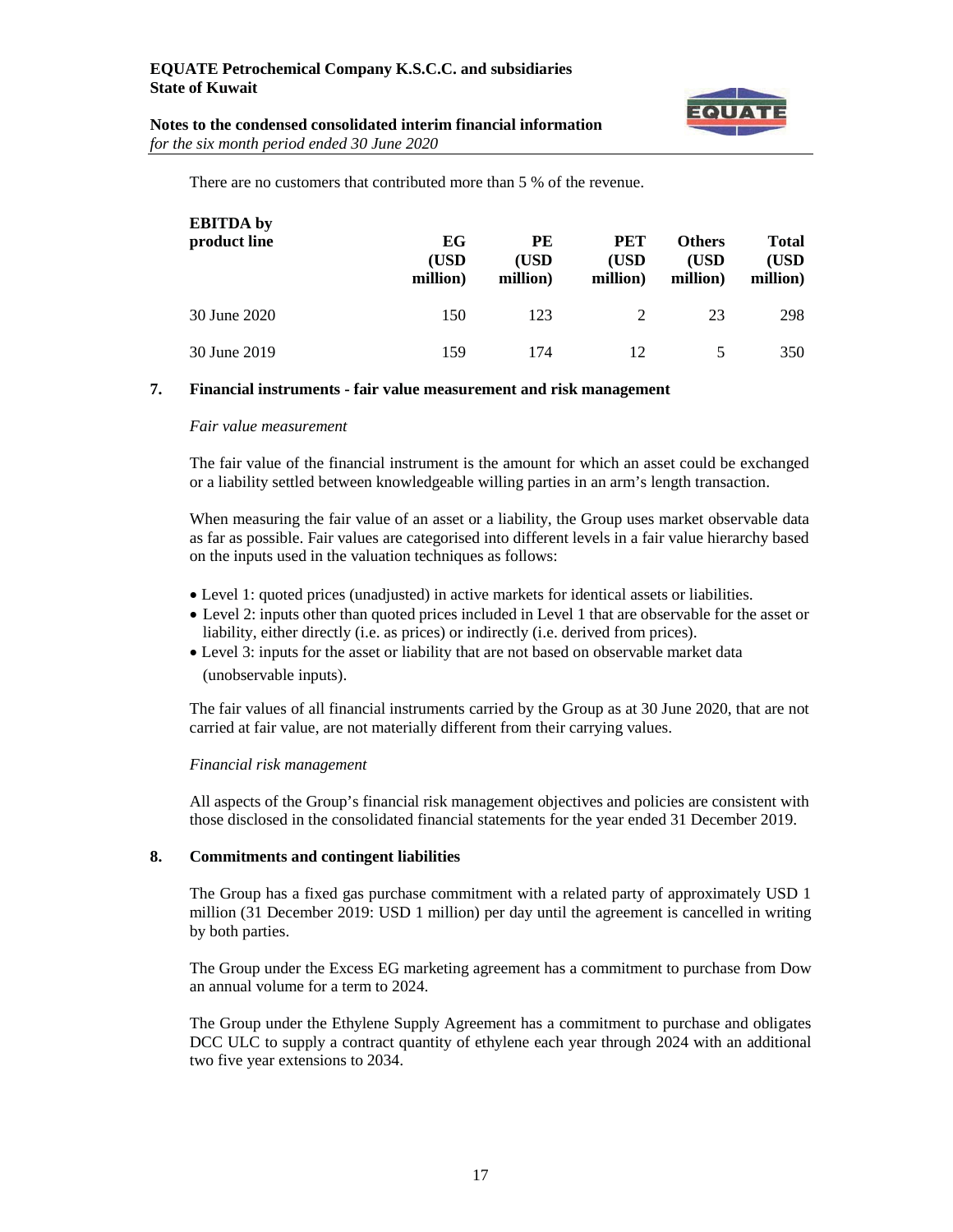There are no customers that contributed more than 5 % of the revenue.

| EBITDA by product line | EG (USD million) | PE (USD million) | PET (USD million) | Others (USD million) | Total (USD million) |
|---|---|---|---|---|---|
| 30 June 2020 | 150 | 123 | 2 | 23 | 298 |
| 30 June 2019 | 159 | 174 | 12 | 5 | 350 |

## 7. Financial instruments - fair value measurement and risk management

*Fair value measurement*

The fair value of the financial instrument is the amount for which an asset could be exchanged or a liability settled between knowledgeable willing parties in an arm's length transaction.

When measuring the fair value of an asset or a liability, the Group uses market observable data as far as possible. Fair values are categorised into different levels in a fair value hierarchy based on the inputs used in the valuation techniques as follows:

- Level 1: quoted prices (unadjusted) in active markets for identical assets or liabilities.
- Level 2: inputs other than quoted prices included in Level 1 that are observable for the asset or liability, either directly (i.e. as prices) or indirectly (i.e. derived from prices).
- Level 3: inputs for the asset or liability that are not based on observable market data (unobservable inputs).

The fair values of all financial instruments carried by the Group as at 30 June 2020, that are not carried at fair value, are not materially different from their carrying values.

*Financial risk management*

All aspects of the Group's financial risk management objectives and policies are consistent with those disclosed in the consolidated financial statements for the year ended 31 December 2019.

## 8. Commitments and contingent liabilities

The Group has a fixed gas purchase commitment with a related party of approximately USD 1 million (31 December 2019: USD 1 million) per day until the agreement is cancelled in writing by both parties.

The Group under the Excess EG marketing agreement has a commitment to purchase from Dow an annual volume for a term to 2024.

The Group under the Ethylene Supply Agreement has a commitment to purchase and obligates DCC ULC to supply a contract quantity of ethylene each year through 2024 with an additional two five year extensions to 2034.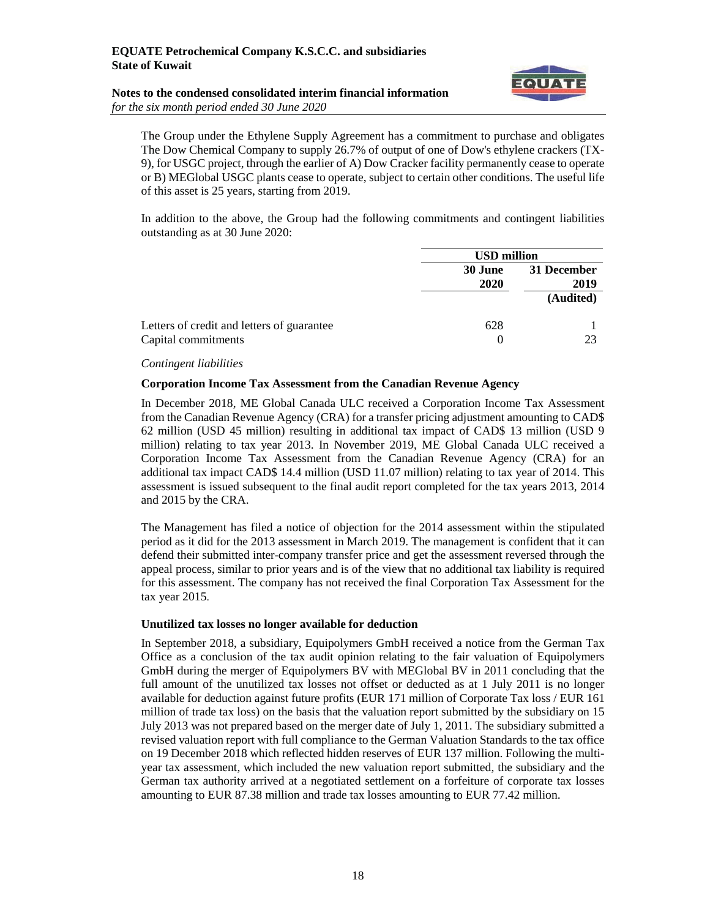The Group under the Ethylene Supply Agreement has a commitment to purchase and obligates The Dow Chemical Company to supply 26.7% of output of one of Dow's ethylene crackers (TX-9), for USGC project, through the earlier of A) Dow Cracker facility permanently cease to operate or B) MEGlobal USGC plants cease to operate, subject to certain other conditions. The useful life of this asset is 25 years, starting from 2019.

In addition to the above, the Group had the following commitments and contingent liabilities outstanding as at 30 June 2020:

| | USD million | |
|---|---|---|
| | **30 June 2020** | **31 December 2019** |
| | | **(Audited)** |
| Letters of credit and letters of guarantee | 628 | 1 |
| Capital commitments | 0 | 23 |

*Contingent liabilities*

**Corporation Income Tax Assessment from the Canadian Revenue Agency**

In December 2018, ME Global Canada ULC received a Corporation Income Tax Assessment from the Canadian Revenue Agency (CRA) for a transfer pricing adjustment amounting to CAD$ 62 million (USD 45 million) resulting in additional tax impact of CAD$ 13 million (USD 9 million) relating to tax year 2013. In November 2019, ME Global Canada ULC received a Corporation Income Tax Assessment from the Canadian Revenue Agency (CRA) for an additional tax impact CAD$ 14.4 million (USD 11.07 million) relating to tax year of 2014. This assessment is issued subsequent to the final audit report completed for the tax years 2013, 2014 and 2015 by the CRA.

The Management has filed a notice of objection for the 2014 assessment within the stipulated period as it did for the 2013 assessment in March 2019. The management is confident that it can defend their submitted inter-company transfer price and get the assessment reversed through the appeal process, similar to prior years and is of the view that no additional tax liability is required for this assessment. The company has not received the final Corporation Tax Assessment for the tax year 2015.

**Unutilized tax losses no longer available for deduction**

In September 2018, a subsidiary, Equipolymers GmbH received a notice from the German Tax Office as a conclusion of the tax audit opinion relating to the fair valuation of Equipolymers GmbH during the merger of Equipolymers BV with MEGlobal BV in 2011 concluding that the full amount of the unutilized tax losses not offset or deducted as at 1 July 2011 is no longer available for deduction against future profits (EUR 171 million of Corporate Tax loss / EUR 161 million of trade tax loss) on the basis that the valuation report submitted by the subsidiary on 15 July 2013 was not prepared based on the merger date of July 1, 2011. The subsidiary submitted a revised valuation report with full compliance to the German Valuation Standards to the tax office on 19 December 2018 which reflected hidden reserves of EUR 137 million. Following the multi-year tax assessment, which included the new valuation report submitted, the subsidiary and the German tax authority arrived at a negotiated settlement on a forfeiture of corporate tax losses amounting to EUR 87.38 million and trade tax losses amounting to EUR 77.42 million.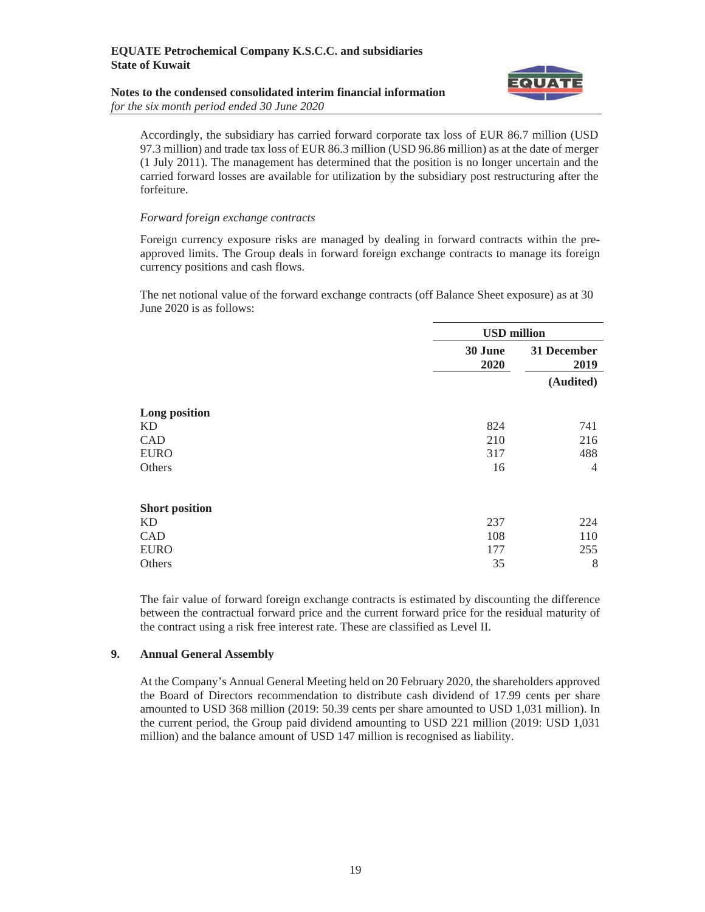Accordingly, the subsidiary has carried forward corporate tax loss of EUR 86.7 million (USD 97.3 million) and trade tax loss of EUR 86.3 million (USD 96.86 million) as at the date of merger (1 July 2011). The management has determined that the position is no longer uncertain and the carried forward losses are available for utilization by the subsidiary post restructuring after the forfeiture.

*Forward foreign exchange contracts*

Foreign currency exposure risks are managed by dealing in forward contracts within the pre-approved limits. The Group deals in forward foreign exchange contracts to manage its foreign currency positions and cash flows.

The net notional value of the forward exchange contracts (off Balance Sheet exposure) as at 30 June 2020 is as follows:

| | USD million | |
|---|---|---|
| | 30 June 2020 | 31 December 2019 (Audited) |
| **Long position** | | |
| KD | 824 | 741 |
| CAD | 210 | 216 |
| EURO | 317 | 488 |
| Others | 16 | 4 |
| **Short position** | | |
| KD | 237 | 224 |
| CAD | 108 | 110 |
| EURO | 177 | 255 |
| Others | 35 | 8 |

The fair value of forward foreign exchange contracts is estimated by discounting the difference between the contractual forward price and the current forward price for the residual maturity of the contract using a risk free interest rate. These are classified as Level II.

## 9. Annual General Assembly

At the Company's Annual General Meeting held on 20 February 2020, the shareholders approved the Board of Directors recommendation to distribute cash dividend of 17.99 cents per share amounted to USD 368 million (2019: 50.39 cents per share amounted to USD 1,031 million). In the current period, the Group paid dividend amounting to USD 221 million (2019: USD 1,031 million) and the balance amount of USD 147 million is recognised as liability.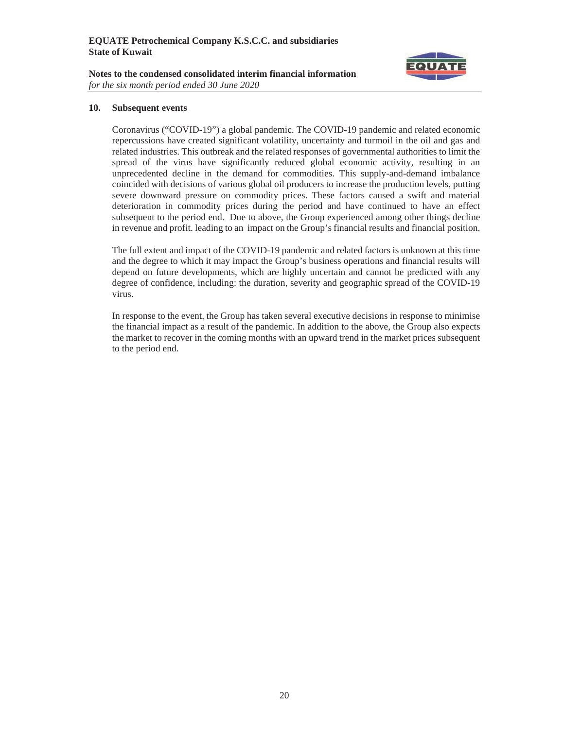## 10. Subsequent events

Coronavirus ("COVID-19") a global pandemic. The COVID-19 pandemic and related economic repercussions have created significant volatility, uncertainty and turmoil in the oil and gas and related industries. This outbreak and the related responses of governmental authorities to limit the spread of the virus have significantly reduced global economic activity, resulting in an unprecedented decline in the demand for commodities. This supply-and-demand imbalance coincided with decisions of various global oil producers to increase the production levels, putting severe downward pressure on commodity prices. These factors caused a swift and material deterioration in commodity prices during the period and have continued to have an effect subsequent to the period end. Due to above, the Group experienced among other things decline in revenue and profit. leading to an impact on the Group's financial results and financial position.

The full extent and impact of the COVID-19 pandemic and related factors is unknown at this time and the degree to which it may impact the Group's business operations and financial results will depend on future developments, which are highly uncertain and cannot be predicted with any degree of confidence, including: the duration, severity and geographic spread of the COVID-19 virus.

In response to the event, the Group has taken several executive decisions in response to minimise the financial impact as a result of the pandemic. In addition to the above, the Group also expects the market to recover in the coming months with an upward trend in the market prices subsequent to the period end.